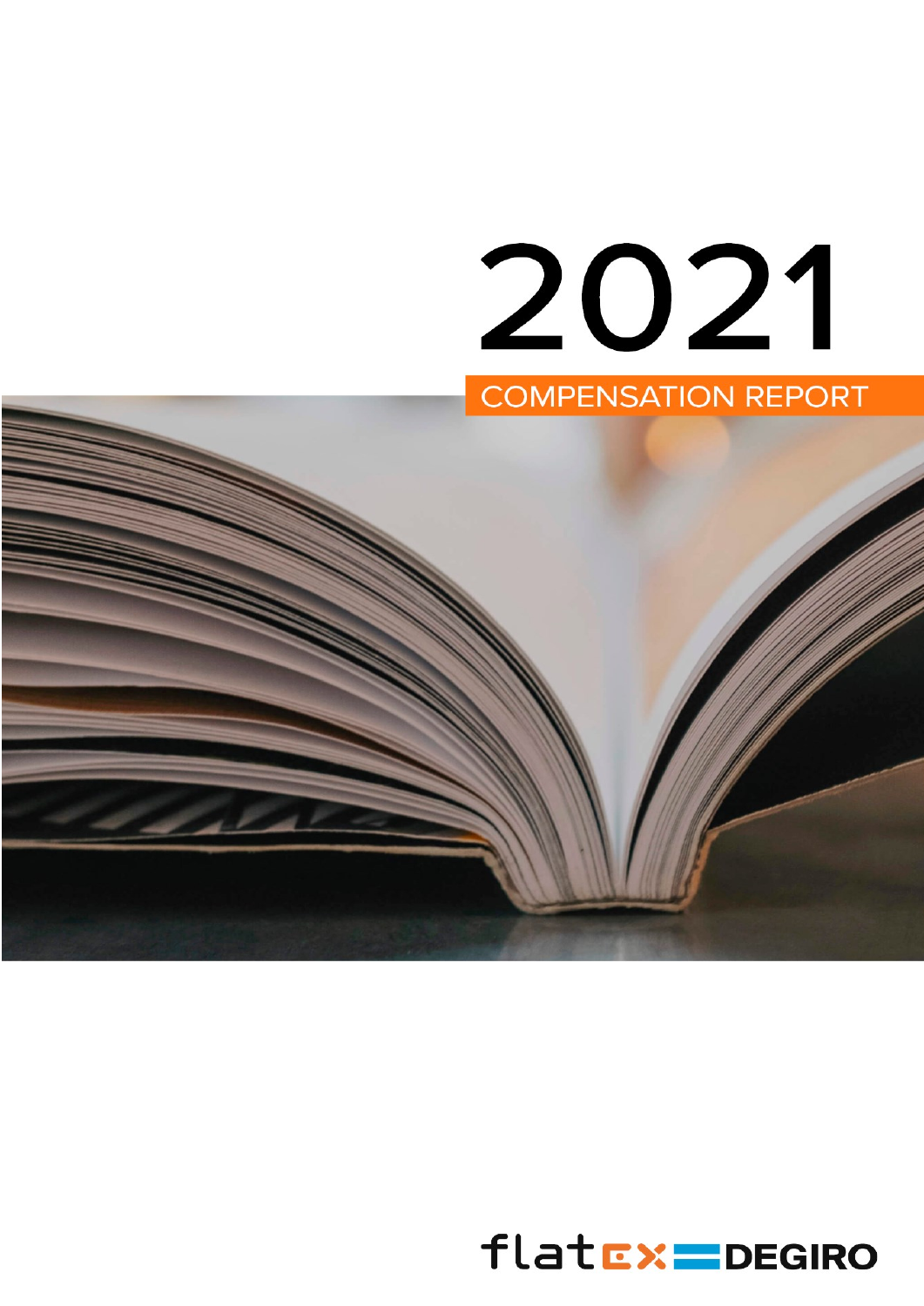# 2021

## COMPENSATION REPORT

flatex DEGIRO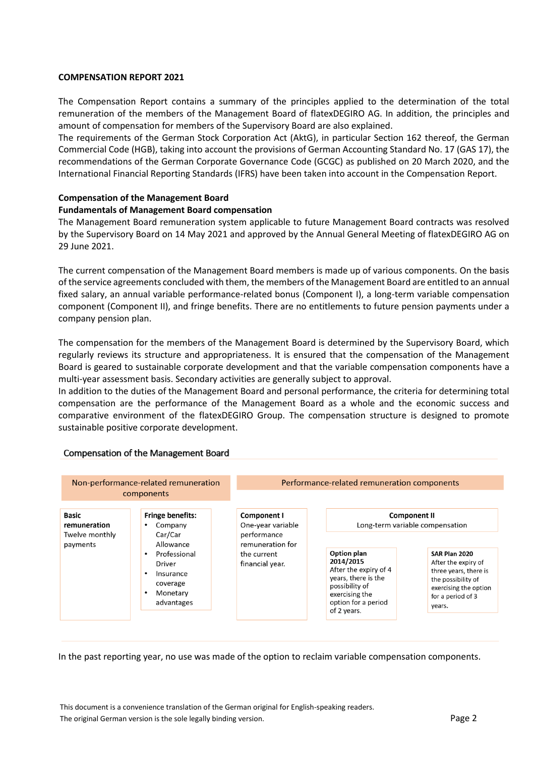**COMPENSATION REPORT 2021**

The Compensation Report contains a summary of the principles applied to the determination of the total remuneration of the members of the Management Board of flatexDEGIRO AG. In addition, the principles and amount of compensation for members of the Supervisory Board are also explained.
The requirements of the German Stock Corporation Act (AktG), in particular Section 162 thereof, the German Commercial Code (HGB), taking into account the provisions of German Accounting Standard No. 17 (GAS 17), the recommendations of the German Corporate Governance Code (GCGC) as published on 20 March 2020, and the International Financial Reporting Standards (IFRS) have been taken into account in the Compensation Report.

**Compensation of the Management Board**

**Fundamentals of Management Board compensation**

The Management Board remuneration system applicable to future Management Board contracts was resolved by the Supervisory Board on 14 May 2021 and approved by the Annual General Meeting of flatexDEGIRO AG on 29 June 2021.

The current compensation of the Management Board members is made up of various components. On the basis of the service agreements concluded with them, the members of the Management Board are entitled to an annual fixed salary, an annual variable performance-related bonus (Component I), a long-term variable compensation component (Component II), and fringe benefits. There are no entitlements to future pension payments under a company pension plan.

The compensation for the members of the Management Board is determined by the Supervisory Board, which regularly reviews its structure and appropriateness. It is ensured that the compensation of the Management Board is geared to sustainable corporate development and that the variable compensation components have a multi-year assessment basis. Secondary activities are generally subject to approval.
In addition to the duties of the Management Board and personal performance, the criteria for determining total compensation are the performance of the Management Board as a whole and the economic success and comparative environment of the flatexDEGIRO Group. The compensation structure is designed to promote sustainable positive corporate development.

Compensation of the Management Board

| Non-performance-related remuneration components | | Performance-related remuneration components | | |
|---|---|---|---|---|
| **Basic remuneration** Twelve monthly payments | **Fringe benefits:** <br>• Company Car/Car Allowance <br>• Professional Driver <br>• Insurance coverage <br>• Monetary advantages | **Component I** One-year variable performance remuneration for the current financial year. | **Component II** Long-term variable compensation | |
| | | | **Option plan 2014/2015** After the expiry of 4 years, there is the possibility of exercising the option for a period of 2 years. | **SAR Plan 2020** After the expiry of three years, there is the possibility of exercising the option for a period of 3 years. |

In the past reporting year, no use was made of the option to reclaim variable compensation components.

This document is a convenience translation of the German original for English-speaking readers.
The original German version is the sole legally binding version.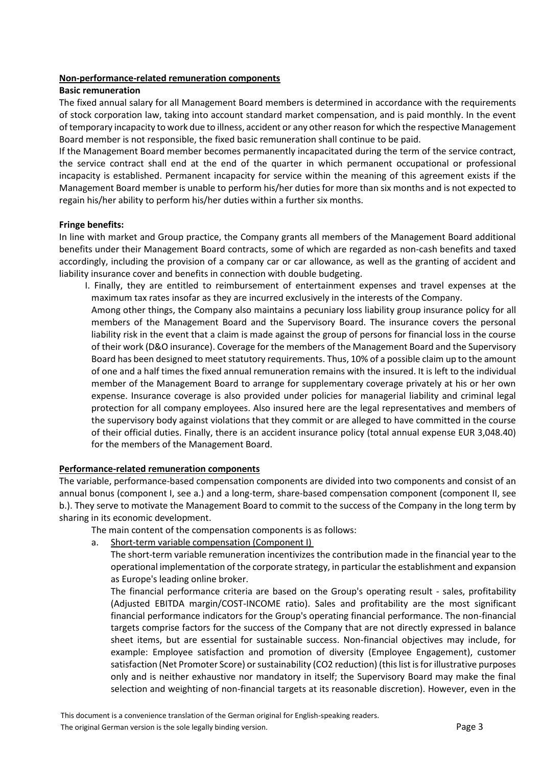**Non-performance-related remuneration components**

**Basic remuneration**

The fixed annual salary for all Management Board members is determined in accordance with the requirements of stock corporation law, taking into account standard market compensation, and is paid monthly. In the event of temporary incapacity to work due to illness, accident or any other reason for which the respective Management Board member is not responsible, the fixed basic remuneration shall continue to be paid.

If the Management Board member becomes permanently incapacitated during the term of the service contract, the service contract shall end at the end of the quarter in which permanent occupational or professional incapacity is established. Permanent incapacity for service within the meaning of this agreement exists if the Management Board member is unable to perform his/her duties for more than six months and is not expected to regain his/her ability to perform his/her duties within a further six months.

**Fringe benefits:**

In line with market and Group practice, the Company grants all members of the Management Board additional benefits under their Management Board contracts, some of which are regarded as non-cash benefits and taxed accordingly, including the provision of a company car or car allowance, as well as the granting of accident and liability insurance cover and benefits in connection with double budgeting.

I. Finally, they are entitled to reimbursement of entertainment expenses and travel expenses at the maximum tax rates insofar as they are incurred exclusively in the interests of the Company.

Among other things, the Company also maintains a pecuniary loss liability group insurance policy for all members of the Management Board and the Supervisory Board. The insurance covers the personal liability risk in the event that a claim is made against the group of persons for financial loss in the course of their work (D&O insurance). Coverage for the members of the Management Board and the Supervisory Board has been designed to meet statutory requirements. Thus, 10% of a possible claim up to the amount of one and a half times the fixed annual remuneration remains with the insured. It is left to the individual member of the Management Board to arrange for supplementary coverage privately at his or her own expense. Insurance coverage is also provided under policies for managerial liability and criminal legal protection for all company employees. Also insured here are the legal representatives and members of the supervisory body against violations that they commit or are alleged to have committed in the course of their official duties. Finally, there is an accident insurance policy (total annual expense EUR 3,048.40) for the members of the Management Board.

**Performance-related remuneration components**

The variable, performance-based compensation components are divided into two components and consist of an annual bonus (component I, see a.) and a long-term, share-based compensation component (component II, see b.). They serve to motivate the Management Board to commit to the success of the Company in the long term by sharing in its economic development.

The main content of the compensation components is as follows:

a. Short-term variable compensation (Component I)

The short-term variable remuneration incentivizes the contribution made in the financial year to the operational implementation of the corporate strategy, in particular the establishment and expansion as Europe's leading online broker.

The financial performance criteria are based on the Group's operating result - sales, profitability (Adjusted EBITDA margin/COST-INCOME ratio). Sales and profitability are the most significant financial performance indicators for the Group's operating financial performance. The non-financial targets comprise factors for the success of the Company that are not directly expressed in balance sheet items, but are essential for sustainable success. Non-financial objectives may include, for example: Employee satisfaction and promotion of diversity (Employee Engagement), customer satisfaction (Net Promoter Score) or sustainability ($CO_2$ reduction) (this list is for illustrative purposes only and is neither exhaustive nor mandatory in itself; the Supervisory Board may make the final selection and weighting of non-financial targets at its reasonable discretion). However, even in the

This document is a convenience translation of the German original for English-speaking readers.
The original German version is the sole legally binding version.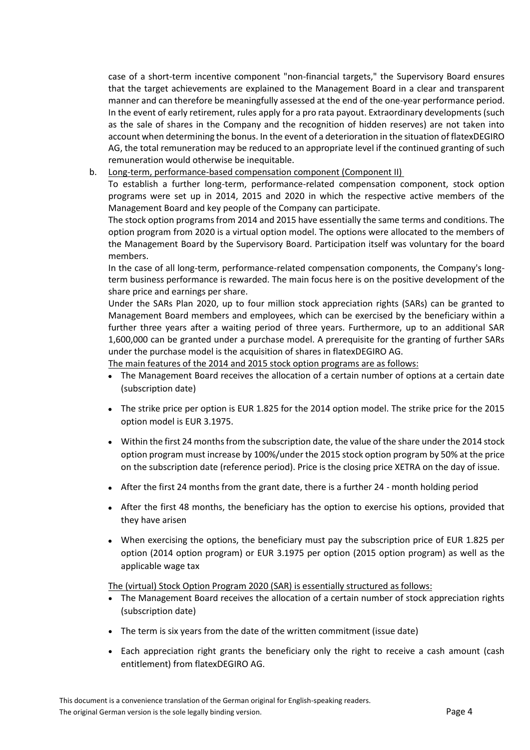case of a short-term incentive component "non-financial targets," the Supervisory Board ensures that the target achievements are explained to the Management Board in a clear and transparent manner and can therefore be meaningfully assessed at the end of the one-year performance period. In the event of early retirement, rules apply for a pro rata payout. Extraordinary developments (such as the sale of shares in the Company and the recognition of hidden reserves) are not taken into account when determining the bonus. In the event of a deterioration in the situation of flatexDEGIRO AG, the total remuneration may be reduced to an appropriate level if the continued granting of such remuneration would otherwise be inequitable.

b. Long-term, performance-based compensation component (Component II)

To establish a further long-term, performance-related compensation component, stock option programs were set up in 2014, 2015 and 2020 in which the respective active members of the Management Board and key people of the Company can participate.

The stock option programs from 2014 and 2015 have essentially the same terms and conditions. The option program from 2020 is a virtual option model. The options were allocated to the members of the Management Board by the Supervisory Board. Participation itself was voluntary for the board members.

In the case of all long-term, performance-related compensation components, the Company's long-term business performance is rewarded. The main focus here is on the positive development of the share price and earnings per share.

Under the SARs Plan 2020, up to four million stock appreciation rights (SARs) can be granted to Management Board members and employees, which can be exercised by the beneficiary within a further three years after a waiting period of three years. Furthermore, up to an additional SAR 1,600,000 can be granted under a purchase model. A prerequisite for the granting of further SARs under the purchase model is the acquisition of shares in flatexDEGIRO AG.

The main features of the 2014 and 2015 stock option programs are as follows:

- The Management Board receives the allocation of a certain number of options at a certain date (subscription date)
- The strike price per option is EUR 1.825 for the 2014 option model. The strike price for the 2015 option model is EUR 3.1975.
- Within the first 24 months from the subscription date, the value of the share under the 2014 stock option program must increase by 100%/under the 2015 stock option program by 50% at the price on the subscription date (reference period). Price is the closing price XETRA on the day of issue.
- After the first 24 months from the grant date, there is a further 24 - month holding period
- After the first 48 months, the beneficiary has the option to exercise his options, provided that they have arisen
- When exercising the options, the beneficiary must pay the subscription price of EUR 1.825 per option (2014 option program) or EUR 3.1975 per option (2015 option program) as well as the applicable wage tax

The (virtual) Stock Option Program 2020 (SAR) is essentially structured as follows:

- The Management Board receives the allocation of a certain number of stock appreciation rights (subscription date)
- The term is six years from the date of the written commitment (issue date)
- Each appreciation right grants the beneficiary only the right to receive a cash amount (cash entitlement) from flatexDEGIRO AG.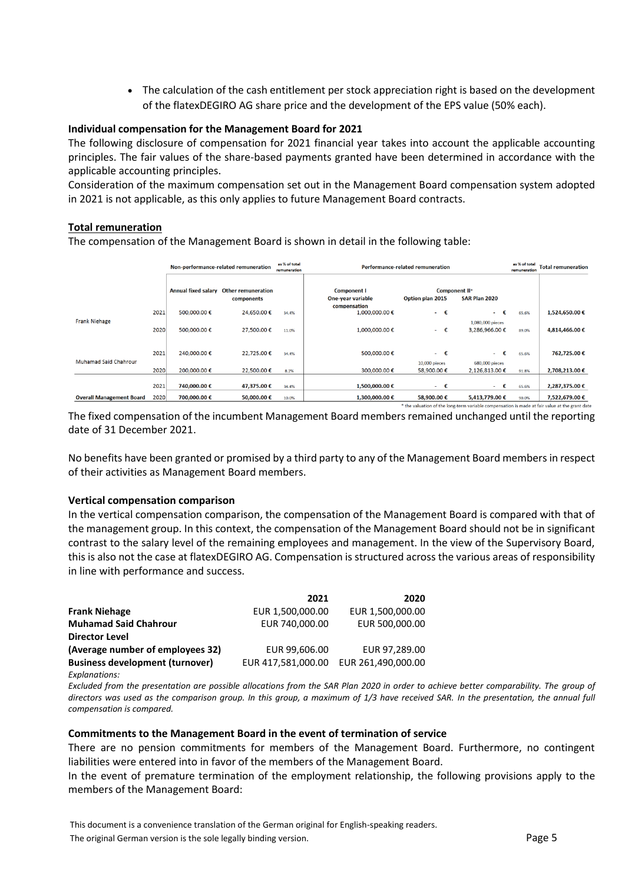- The calculation of the cash entitlement per stock appreciation right is based on the development of the flatexDEGIRO AG share price and the development of the EPS value (50% each).

**Individual compensation for the Management Board for 2021**

The following disclosure of compensation for 2021 financial year takes into account the applicable accounting principles. The fair values of the share-based payments granted have been determined in accordance with the applicable accounting principles.

Consideration of the maximum compensation set out in the Management Board compensation system adopted in 2021 is not applicable, as this only applies to future Management Board contracts.

**Total remuneration**

The compensation of the Management Board is shown in detail in the following table:

| | | Non-performance-related remuneration | | as % of total remuneration | Performance-related remuneration | | | as % of total remuneration | Total remuneration |
|---|---|---|---|---|---|---|---|---|---|
| | | Annual fixed salary | Other remuneration components | | Component I One-year variable compensation | Component II* Option plan 2015 | Component II* SAR Plan 2020 | | |
| Frank Niehage | 2021 | 500,000.00 € | 24,650.00 € | 34.4% | 1,000,000.00 € | - € | - € | 65.6% | 1,524,650.00 € |
| | 2020 | 500,000.00 € | 27,500.00 € | 11.0% | 1,000,000.00 € | - € | 1,080,000 pieces 3,286,966.00 € | 89.0% | 4,814,466.00 € |
| Muhamad Said Chahrour | 2021 | 240,000.00 € | 22,725.00 € | 34.4% | 500,000.00 € | - € | - € | 65.6% | 762,725.00 € |
| | 2020 | 200,000.00 € | 22,500.00 € | 8.2% | 300,000.00 € | 10,000 pieces 58,900.00 € | 680,000 pieces 2,126,813.00 € | 91.8% | 2,708,213.00 € |
| Overall Management Board | 2021 | 740,000.00 € | 47,375.00 € | 34.4% | 1,500,000.00 € | - € | - € | 65.6% | 2,287,375.00 € |
| | 2020 | 700,000.00 € | 50,000.00 € | 10.0% | 1,300,000.00 € | 58,900.00 € | 5,413,779.00 € | 90.0% | 7,522,679.00 € |

\* the valuation of the long-term variable compensation is made at fair value at the grant date

The fixed compensation of the incumbent Management Board members remained unchanged until the reporting date of 31 December 2021.

No benefits have been granted or promised by a third party to any of the Management Board members in respect of their activities as Management Board members.

**Vertical compensation comparison**

In the vertical compensation comparison, the compensation of the Management Board is compared with that of the management group. In this context, the compensation of the Management Board should not be in significant contrast to the salary level of the remaining employees and management. In the view of the Supervisory Board, this is also not the case at flatexDEGIRO AG. Compensation is structured across the various areas of responsibility in line with performance and success.

| | 2021 | 2020 |
|---|---|---|
| **Frank Niehage** | EUR 1,500,000.00 | EUR 1,500,000.00 |
| **Muhamad Said Chahrour** | EUR 740,000.00 | EUR 500,000.00 |
| **Director Level** | | |
| **(Average number of employees 32)** | EUR 99,606.00 | EUR 97,289.00 |
| **Business development (turnover)** | EUR 417,581,000.00 | EUR 261,490,000.00 |

*Explanations:*

*Excluded from the presentation are possible allocations from the SAR Plan 2020 in order to achieve better comparability. The group of directors was used as the comparison group. In this group, a maximum of 1/3 have received SAR. In the presentation, the annual full compensation is compared.*

**Commitments to the Management Board in the event of termination of service**

There are no pension commitments for members of the Management Board. Furthermore, no contingent liabilities were entered into in favor of the members of the Management Board.

In the event of premature termination of the employment relationship, the following provisions apply to the members of the Management Board:

This document is a convenience translation of the German original for English-speaking readers.
The original German version is the sole legally binding version.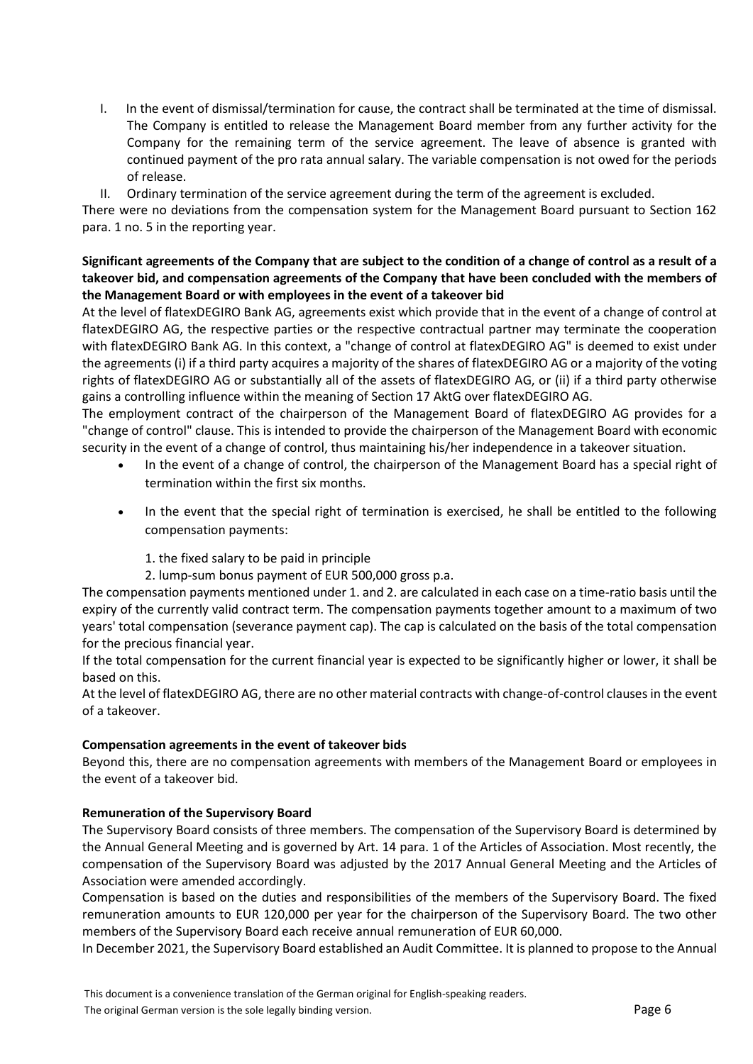I. In the event of dismissal/termination for cause, the contract shall be terminated at the time of dismissal. The Company is entitled to release the Management Board member from any further activity for the Company for the remaining term of the service agreement. The leave of absence is granted with continued payment of the pro rata annual salary. The variable compensation is not owed for the periods of release.

II. Ordinary termination of the service agreement during the term of the agreement is excluded.

There were no deviations from the compensation system for the Management Board pursuant to Section 162 para. 1 no. 5 in the reporting year.

**Significant agreements of the Company that are subject to the condition of a change of control as a result of a takeover bid, and compensation agreements of the Company that have been concluded with the members of the Management Board or with employees in the event of a takeover bid**

At the level of flatexDEGIRO Bank AG, agreements exist which provide that in the event of a change of control at flatexDEGIRO AG, the respective parties or the respective contractual partner may terminate the cooperation with flatexDEGIRO Bank AG. In this context, a "change of control at flatexDEGIRO AG" is deemed to exist under the agreements (i) if a third party acquires a majority of the shares of flatexDEGIRO AG or a majority of the voting rights of flatexDEGIRO AG or substantially all of the assets of flatexDEGIRO AG, or (ii) if a third party otherwise gains a controlling influence within the meaning of Section 17 AktG over flatexDEGIRO AG.

The employment contract of the chairperson of the Management Board of flatexDEGIRO AG provides for a "change of control" clause. This is intended to provide the chairperson of the Management Board with economic security in the event of a change of control, thus maintaining his/her independence in a takeover situation.

- In the event of a change of control, the chairperson of the Management Board has a special right of termination within the first six months.
- In the event that the special right of termination is exercised, he shall be entitled to the following compensation payments:

  1. the fixed salary to be paid in principle
  2. lump-sum bonus payment of EUR 500,000 gross p.a.

The compensation payments mentioned under 1. and 2. are calculated in each case on a time-ratio basis until the expiry of the currently valid contract term. The compensation payments together amount to a maximum of two years' total compensation (severance payment cap). The cap is calculated on the basis of the total compensation for the precious financial year.

If the total compensation for the current financial year is expected to be significantly higher or lower, it shall be based on this.

At the level of flatexDEGIRO AG, there are no other material contracts with change-of-control clauses in the event of a takeover.

**Compensation agreements in the event of takeover bids**

Beyond this, there are no compensation agreements with members of the Management Board or employees in the event of a takeover bid.

**Remuneration of the Supervisory Board**

The Supervisory Board consists of three members. The compensation of the Supervisory Board is determined by the Annual General Meeting and is governed by Art. 14 para. 1 of the Articles of Association. Most recently, the compensation of the Supervisory Board was adjusted by the 2017 Annual General Meeting and the Articles of Association were amended accordingly.

Compensation is based on the duties and responsibilities of the members of the Supervisory Board. The fixed remuneration amounts to EUR 120,000 per year for the chairperson of the Supervisory Board. The two other members of the Supervisory Board each receive annual remuneration of EUR 60,000.

In December 2021, the Supervisory Board established an Audit Committee. It is planned to propose to the Annual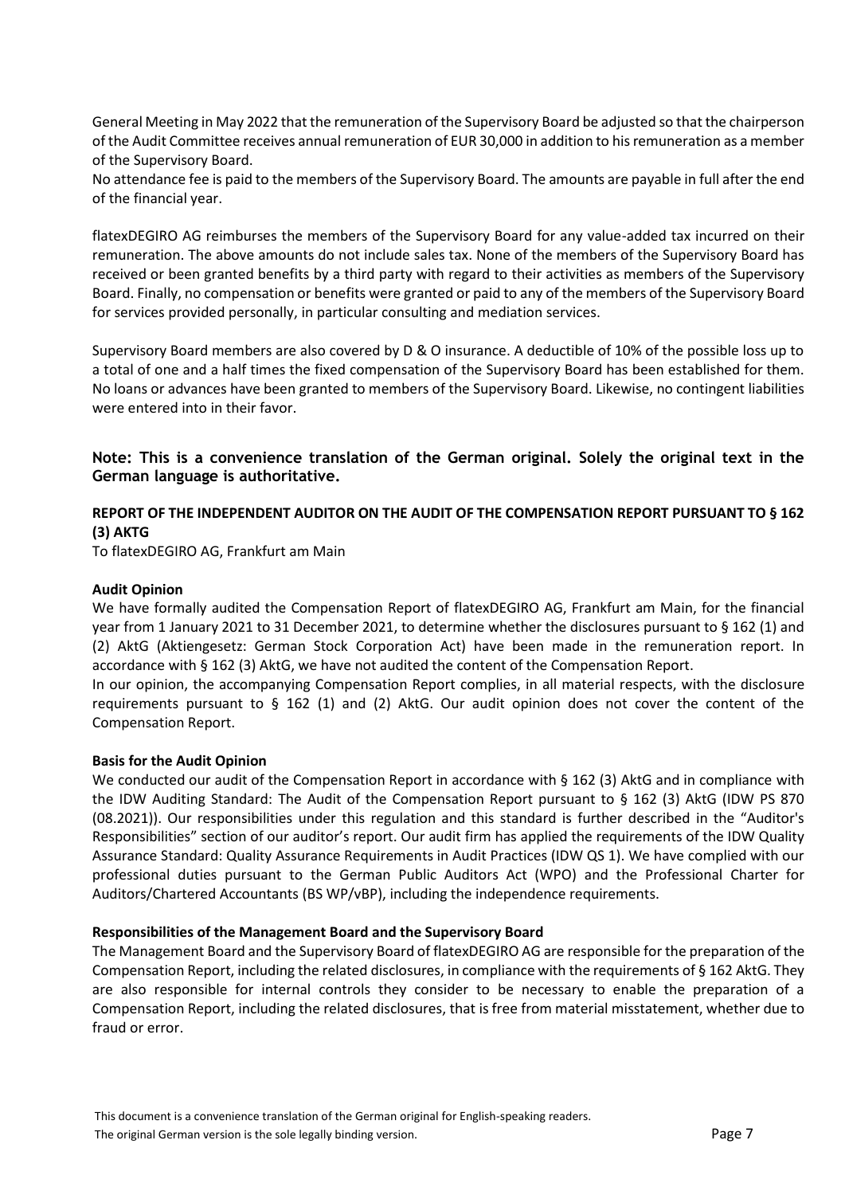General Meeting in May 2022 that the remuneration of the Supervisory Board be adjusted so that the chairperson of the Audit Committee receives annual remuneration of EUR 30,000 in addition to his remuneration as a member of the Supervisory Board.

No attendance fee is paid to the members of the Supervisory Board. The amounts are payable in full after the end of the financial year.

flatexDEGIRO AG reimburses the members of the Supervisory Board for any value-added tax incurred on their remuneration. The above amounts do not include sales tax. None of the members of the Supervisory Board has received or been granted benefits by a third party with regard to their activities as members of the Supervisory Board. Finally, no compensation or benefits were granted or paid to any of the members of the Supervisory Board for services provided personally, in particular consulting and mediation services.

Supervisory Board members are also covered by D & O insurance. A deductible of 10% of the possible loss up to a total of one and a half times the fixed compensation of the Supervisory Board has been established for them. No loans or advances have been granted to members of the Supervisory Board. Likewise, no contingent liabilities were entered into in their favor.

**Note: This is a convenience translation of the German original. Solely the original text in the German language is authoritative.**

**REPORT OF THE INDEPENDENT AUDITOR ON THE AUDIT OF THE COMPENSATION REPORT PURSUANT TO § 162 (3) AKTG**

To flatexDEGIRO AG, Frankfurt am Main

**Audit Opinion**

We have formally audited the Compensation Report of flatexDEGIRO AG, Frankfurt am Main, for the financial year from 1 January 2021 to 31 December 2021, to determine whether the disclosures pursuant to § 162 (1) and (2) AktG (Aktiengesetz: German Stock Corporation Act) have been made in the remuneration report. In accordance with § 162 (3) AktG, we have not audited the content of the Compensation Report.

In our opinion, the accompanying Compensation Report complies, in all material respects, with the disclosure requirements pursuant to § 162 (1) and (2) AktG. Our audit opinion does not cover the content of the Compensation Report.

**Basis for the Audit Opinion**

We conducted our audit of the Compensation Report in accordance with § 162 (3) AktG and in compliance with the IDW Auditing Standard: The Audit of the Compensation Report pursuant to § 162 (3) AktG (IDW PS 870 (08.2021)). Our responsibilities under this regulation and this standard is further described in the "Auditor's Responsibilities" section of our auditor's report. Our audit firm has applied the requirements of the IDW Quality Assurance Standard: Quality Assurance Requirements in Audit Practices (IDW QS 1). We have complied with our professional duties pursuant to the German Public Auditors Act (WPO) and the Professional Charter for Auditors/Chartered Accountants (BS WP/vBP), including the independence requirements.

**Responsibilities of the Management Board and the Supervisory Board**

The Management Board and the Supervisory Board of flatexDEGIRO AG are responsible for the preparation of the Compensation Report, including the related disclosures, in compliance with the requirements of § 162 AktG. They are also responsible for internal controls they consider to be necessary to enable the preparation of a Compensation Report, including the related disclosures, that is free from material misstatement, whether due to fraud or error.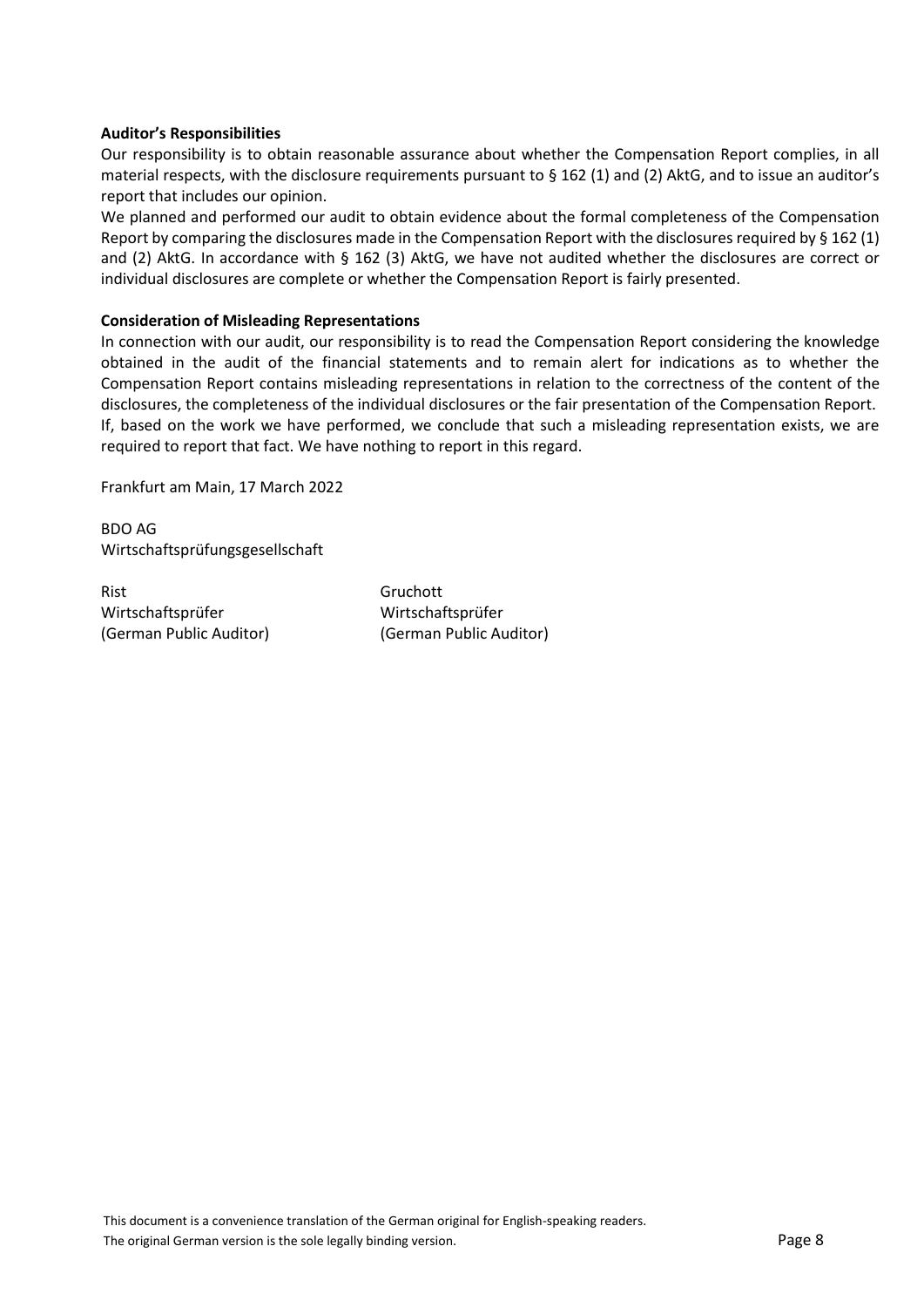**Auditor's Responsibilities**

Our responsibility is to obtain reasonable assurance about whether the Compensation Report complies, in all material respects, with the disclosure requirements pursuant to § 162 (1) and (2) AktG, and to issue an auditor's report that includes our opinion.

We planned and performed our audit to obtain evidence about the formal completeness of the Compensation Report by comparing the disclosures made in the Compensation Report with the disclosures required by § 162 (1) and (2) AktG. In accordance with § 162 (3) AktG, we have not audited whether the disclosures are correct or individual disclosures are complete or whether the Compensation Report is fairly presented.

**Consideration of Misleading Representations**

In connection with our audit, our responsibility is to read the Compensation Report considering the knowledge obtained in the audit of the financial statements and to remain alert for indications as to whether the Compensation Report contains misleading representations in relation to the correctness of the content of the disclosures, the completeness of the individual disclosures or the fair presentation of the Compensation Report.

If, based on the work we have performed, we conclude that such a misleading representation exists, we are required to report that fact. We have nothing to report in this regard.

Frankfurt am Main, 17 March 2022

BDO AG
Wirtschaftsprüfungsgesellschaft

Rist
Wirtschaftsprüfer
(German Public Auditor)

Gruchott
Wirtschaftsprüfer
(German Public Auditor)

This document is a convenience translation of the German original for English-speaking readers.
The original German version is the sole legally binding version.